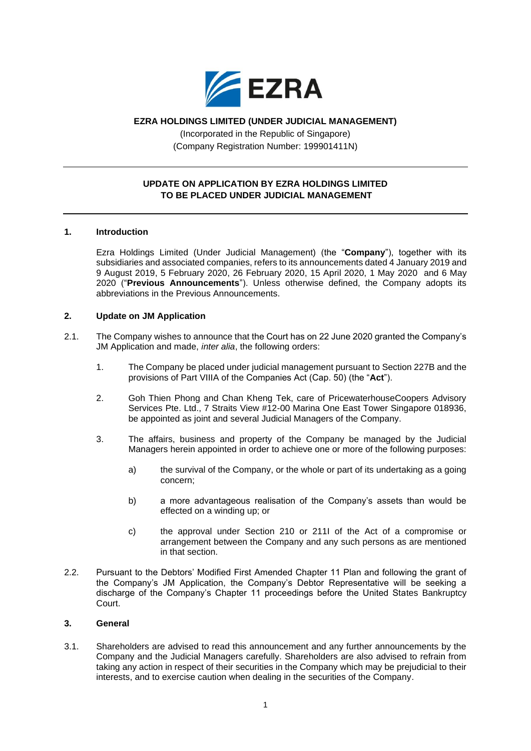**EZRA HOLDINGS LIMITED (UNDER JUDICIAL MANAGEMENT)**

(Incorporated in the Republic of Singapore)
(Company Registration Number: 199901411N)

---

**UPDATE ON APPLICATION BY EZRA HOLDINGS LIMITED TO BE PLACED UNDER JUDICIAL MANAGEMENT**

---

## 1. Introduction

Ezra Holdings Limited (Under Judicial Management) (the "**Company**"), together with its subsidiaries and associated companies, refers to its announcements dated 4 January 2019 and 9 August 2019, 5 February 2020, 26 February 2020, 15 April 2020, 1 May 2020 and 6 May 2020 ("**Previous Announcements**"). Unless otherwise defined, the Company adopts its abbreviations in the Previous Announcements.

## 2. Update on JM Application

2.1. The Company wishes to announce that the Court has on 22 June 2020 granted the Company's JM Application and made, *inter alia*, the following orders:

1. The Company be placed under judicial management pursuant to Section 227B and the provisions of Part VIIIA of the Companies Act (Cap. 50) (the "**Act**").

2. Goh Thien Phong and Chan Kheng Tek, care of PricewaterhouseCoopers Advisory Services Pte. Ltd., 7 Straits View #12-00 Marina One East Tower Singapore 018936, be appointed as joint and several Judicial Managers of the Company.

3. The affairs, business and property of the Company be managed by the Judicial Managers herein appointed in order to achieve one or more of the following purposes:

   a) the survival of the Company, or the whole or part of its undertaking as a going concern;

   b) a more advantageous realisation of the Company's assets than would be effected on a winding up; or

   c) the approval under Section 210 or 211I of the Act of a compromise or arrangement between the Company and any such persons as are mentioned in that section.

2.2. Pursuant to the Debtors' Modified First Amended Chapter 11 Plan and following the grant of the Company's JM Application, the Company's Debtor Representative will be seeking a discharge of the Company's Chapter 11 proceedings before the United States Bankruptcy Court.

## 3. General

3.1. Shareholders are advised to read this announcement and any further announcements by the Company and the Judicial Managers carefully. Shareholders are also advised to refrain from taking any action in respect of their securities in the Company which may be prejudicial to their interests, and to exercise caution when dealing in the securities of the Company.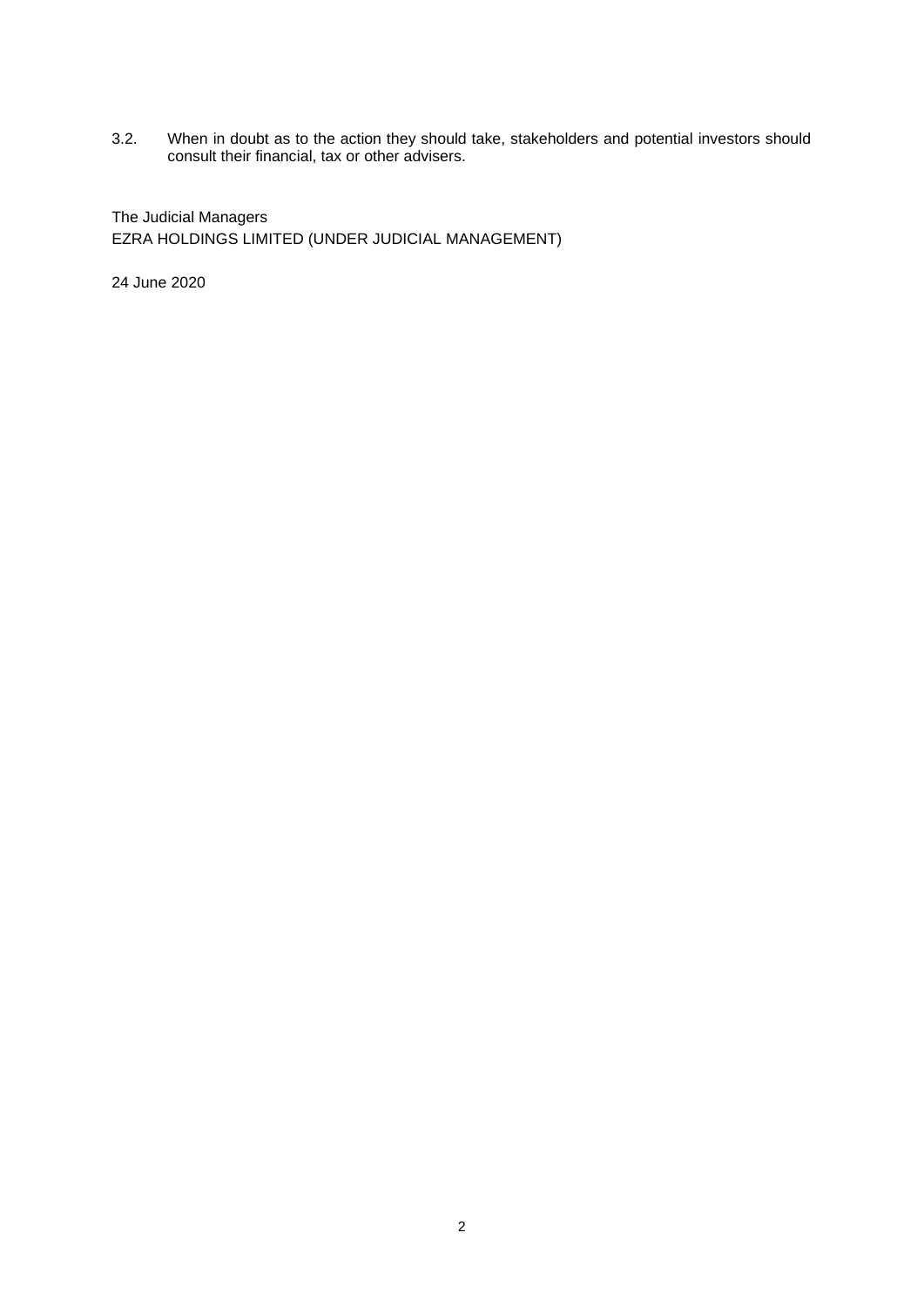3.2. When in doubt as to the action they should take, stakeholders and potential investors should consult their financial, tax or other advisers.

The Judicial Managers
EZRA HOLDINGS LIMITED (UNDER JUDICIAL MANAGEMENT)

24 June 2020